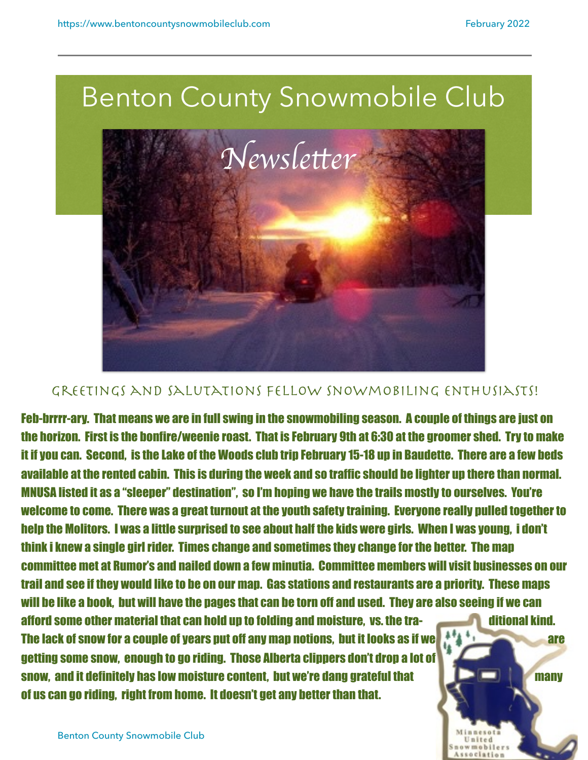# Benton County Snowmobile Club

## Newsletter

### Greetings and Salutations Fellow Snowmobiling Enthusiasts!

Feb-brrrr-ary. That means we are in full swing in the snowmobiling season. A couple of things are just on the horizon. First is the bonfire/weenie roast. That is February 9th at 6:30 at the groomer shed. Try to make it if you can. Second, is the Lake of the Woods club trip February 15-18 up in Baudette. There are a few beds available at the rented cabin. This is during the week and so traffic should be lighter up there than normal. MNUSA listed it as a "sleeper" destination", so I'm hoping we have the trails mostly to ourselves. You're welcome to come. There was a great turnout at the youth safety training. Everyone really pulled together to help the Molitors. I was a little surprised to see about half the kids were girls. When I was young, i don't think i knew a single girl rider. Times change and sometimes they change for the better. The map committee met at Rumor's and nailed down a few minutia. Committee members will visit businesses on our trail and see if they would like to be on our map. Gas stations and restaurants are a priority. These maps will be like a book, but will have the pages that can be torn off and used. They are also seeing if we can afford some other material that can hold up to folding and moisture, vs. the traditional kind. The lack of snow for a couple of years put off any map notions, but it looks as if we are getting some snow, enough to go riding. Those Alberta clippers don't drop a lot of snow, and it definitely has low moisture content, but we're dang grateful that many of us can go riding, right from home. It doesn't get any better than that.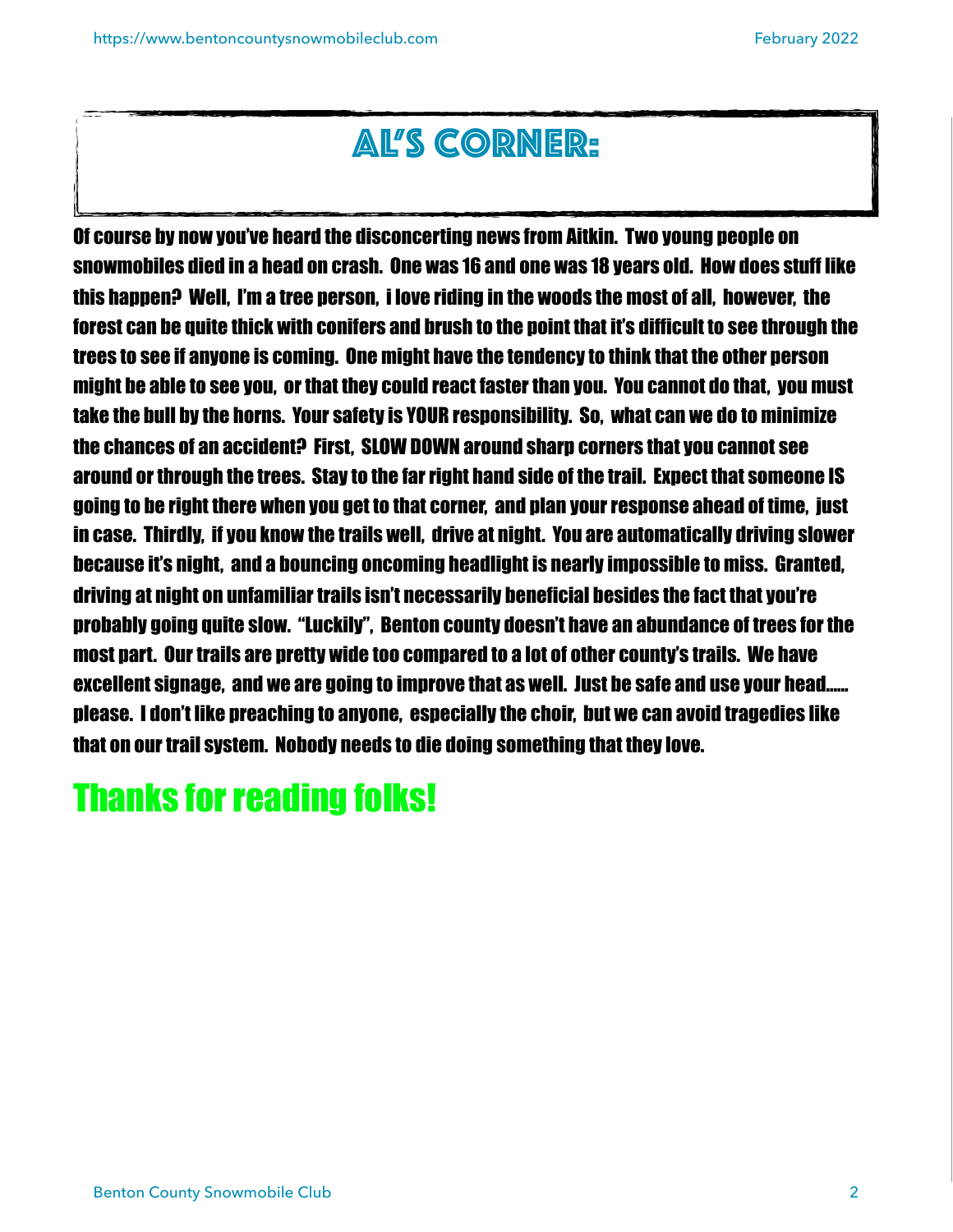# Al's Corner:

Of course by now you've heard the disconcerting news from Aitkin. Two young people on snowmobiles died in a head on crash. One was 16 and one was 18 years old. How does stuff like this happen? Well, I'm a tree person, i love riding in the woods the most of all, however, the forest can be quite thick with conifers and brush to the point that it's difficult to see through the trees to see if anyone is coming. One might have the tendency to think that the other person might be able to see you, or that they could react faster than you. You cannot do that, you must take the bull by the horns. Your safety is YOUR responsibility. So, what can we do to minimize the chances of an accident? First, SLOW DOWN around sharp corners that you cannot see around or through the trees. Stay to the far right hand side of the trail. Expect that someone IS going to be right there when you get to that corner, and plan your response ahead of time, just in case. Thirdly, if you know the trails well, drive at night. You are automatically driving slower because it's night, and a bouncing oncoming headlight is nearly impossible to miss. Granted, driving at night on unfamiliar trails isn't necessarily beneficial besides the fact that you're probably going quite slow. "Luckily", Benton county doesn't have an abundance of trees for the most part. Our trails are pretty wide too compared to a lot of other county's trails. We have excellent signage, and we are going to improve that as well. Just be safe and use your head...... please. I don't like preaching to anyone, especially the choir, but we can avoid tragedies like that on our trail system. Nobody needs to die doing something that they love.

## Thanks for reading folks!